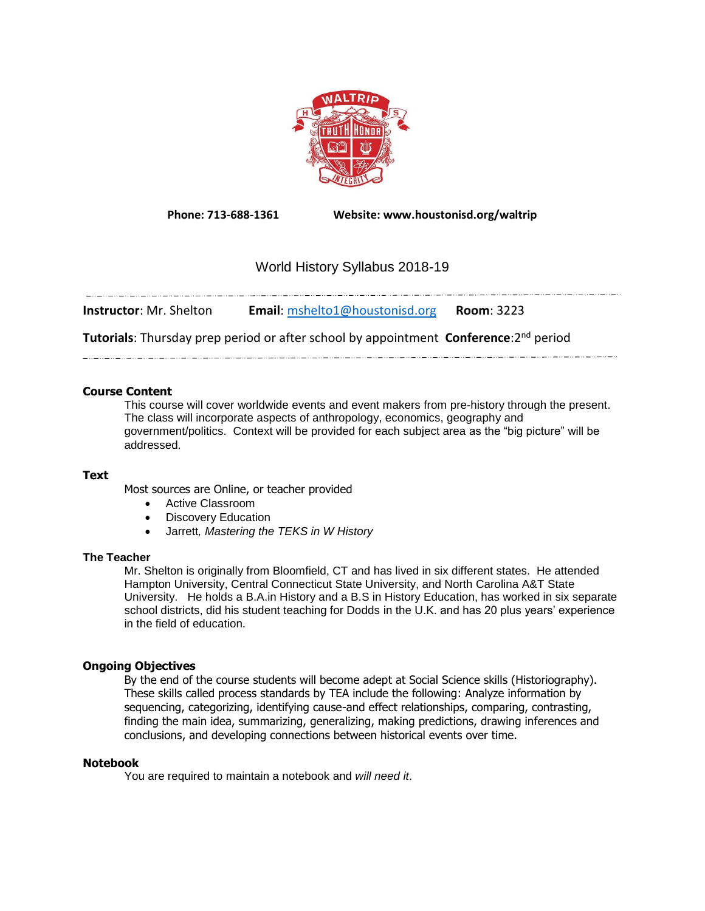**Phone: 713-688-1361** **Website: www.houstonisd.org/waltrip**

# World History Syllabus 2018-19

**Instructor**: Mr. Shelton **Email**: mshelto1@houstonisd.org **Room**: 3223

**Tutorials**: Thursday prep period or after school by appointment **Conference**:2nd period

### Course Content

This course will cover worldwide events and event makers from pre-history through the present. The class will incorporate aspects of anthropology, economics, geography and government/politics. Context will be provided for each subject area as the "big picture" will be addressed.

### Text

Most sources are Online, or teacher provided

- Active Classroom
- Discovery Education
- Jarrett*, Mastering the TEKS in W History*

### The Teacher

Mr. Shelton is originally from Bloomfield, CT and has lived in six different states. He attended Hampton University, Central Connecticut State University, and North Carolina A&T State University. He holds a B.A.in History and a B.S in History Education, has worked in six separate school districts, did his student teaching for Dodds in the U.K. and has 20 plus years' experience in the field of education.

### Ongoing Objectives

By the end of the course students will become adept at Social Science skills (Historiography). These skills called process standards by TEA include the following: Analyze information by sequencing, categorizing, identifying cause-and effect relationships, comparing, contrasting, finding the main idea, summarizing, generalizing, making predictions, drawing inferences and conclusions, and developing connections between historical events over time.

### Notebook

You are required to maintain a notebook and *will need it*.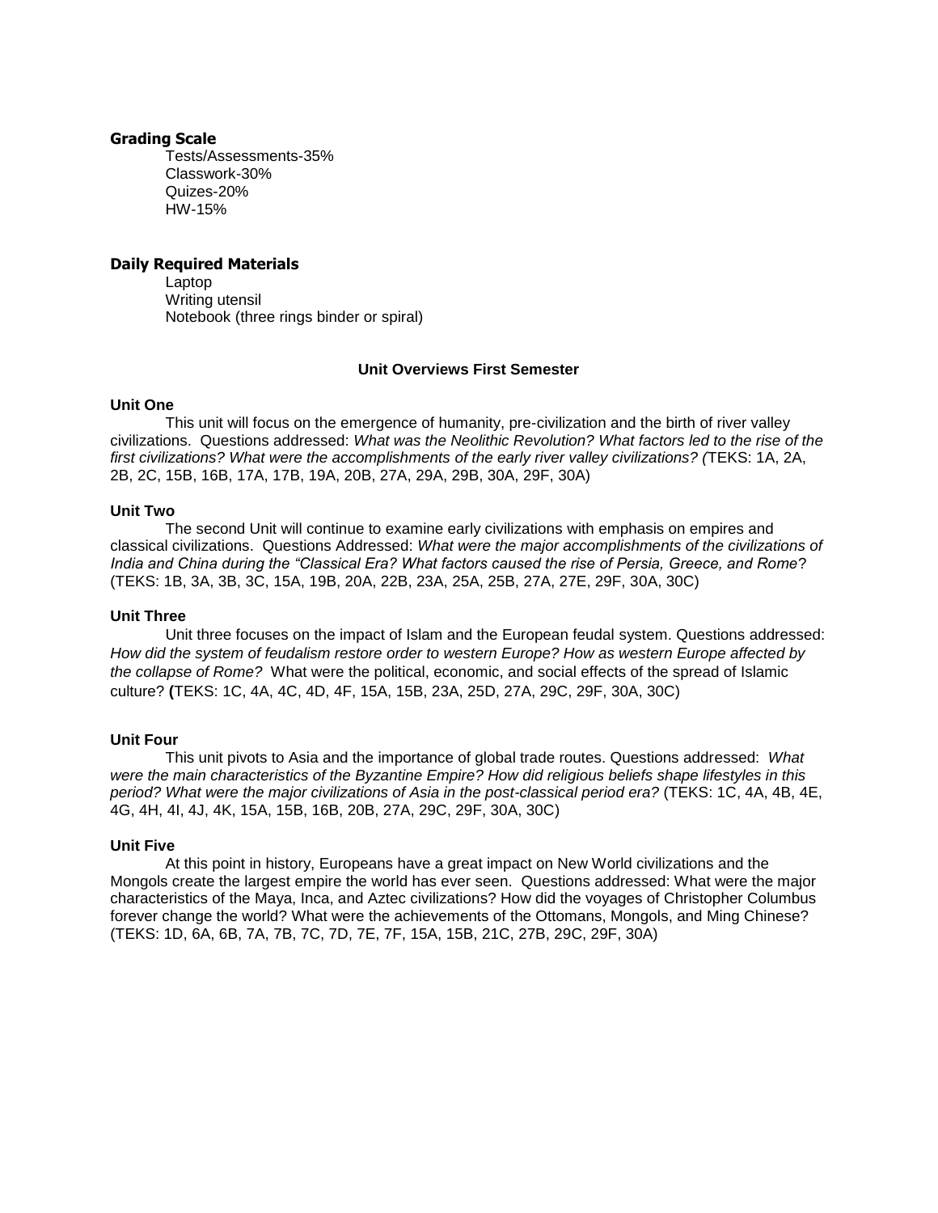### Grading Scale

Tests/Assessments-35%
Classwork-30%
Quizes-20%
HW-15%

### Daily Required Materials

Laptop
Writing utensil
Notebook (three rings binder or spiral)

## Unit Overviews First Semester

### Unit One

This unit will focus on the emergence of humanity, pre-civilization and the birth of river valley civilizations. Questions addressed: *What was the Neolithic Revolution? What factors led to the rise of the first civilizations? What were the accomplishments of the early river valley civilizations? (*TEKS: 1A, 2A, 2B, 2C, 15B, 16B, 17A, 17B, 19A, 20B, 27A, 29A, 29B, 30A, 29F, 30A)

### Unit Two

The second Unit will continue to examine early civilizations with emphasis on empires and classical civilizations. Questions Addressed: *What were the major accomplishments of the civilizations of India and China during the "Classical Era? What factors caused the rise of Persia, Greece, and Rome*? (TEKS: 1B, 3A, 3B, 3C, 15A, 19B, 20A, 22B, 23A, 25A, 25B, 27A, 27E, 29F, 30A, 30C)

### Unit Three

Unit three focuses on the impact of Islam and the European feudal system. Questions addressed: *How did the system of feudalism restore order to western Europe? How as western Europe affected by the collapse of Rome?* What were the political, economic, and social effects of the spread of Islamic culture? **(**TEKS: 1C, 4A, 4C, 4D, 4F, 15A, 15B, 23A, 25D, 27A, 29C, 29F, 30A, 30C)

### Unit Four

This unit pivots to Asia and the importance of global trade routes. Questions addressed: *What were the main characteristics of the Byzantine Empire? How did religious beliefs shape lifestyles in this period? What were the major civilizations of Asia in the post-classical period era?* (TEKS: 1C, 4A, 4B, 4E, 4G, 4H, 4I, 4J, 4K, 15A, 15B, 16B, 20B, 27A, 29C, 29F, 30A, 30C)

### Unit Five

At this point in history, Europeans have a great impact on New World civilizations and the Mongols create the largest empire the world has ever seen. Questions addressed: What were the major characteristics of the Maya, Inca, and Aztec civilizations? How did the voyages of Christopher Columbus forever change the world? What were the achievements of the Ottomans, Mongols, and Ming Chinese? (TEKS: 1D, 6A, 6B, 7A, 7B, 7C, 7D, 7E, 7F, 15A, 15B, 21C, 27B, 29C, 29F, 30A)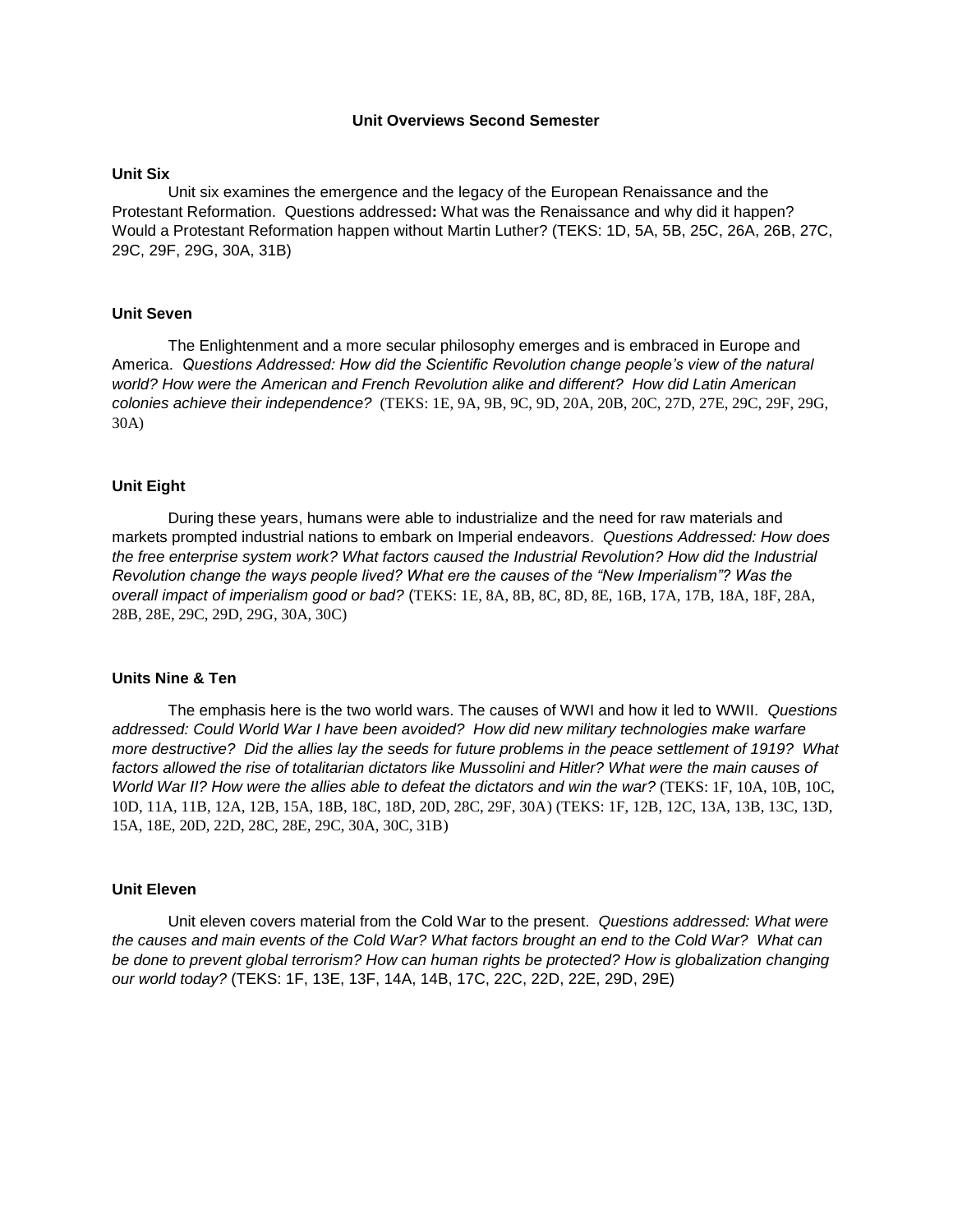## Unit Overviews Second Semester

### Unit Six

Unit six examines the emergence and the legacy of the European Renaissance and the Protestant Reformation. Questions addressed**:** What was the Renaissance and why did it happen? Would a Protestant Reformation happen without Martin Luther? (TEKS: 1D, 5A, 5B, 25C, 26A, 26B, 27C, 29C, 29F, 29G, 30A, 31B)

### Unit Seven

The Enlightenment and a more secular philosophy emerges and is embraced in Europe and America. *Questions Addressed: How did the Scientific Revolution change people's view of the natural world? How were the American and French Revolution alike and different? How did Latin American colonies achieve their independence?* (TEKS: 1E, 9A, 9B, 9C, 9D, 20A, 20B, 20C, 27D, 27E, 29C, 29F, 29G, 30A)

### Unit Eight

During these years, humans were able to industrialize and the need for raw materials and markets prompted industrial nations to embark on Imperial endeavors. *Questions Addressed: How does the free enterprise system work? What factors caused the Industrial Revolution? How did the Industrial Revolution change the ways people lived? What ere the causes of the "New Imperialism"? Was the overall impact of imperialism good or bad?* (TEKS: 1E, 8A, 8B, 8C, 8D, 8E, 16B, 17A, 17B, 18A, 18F, 28A, 28B, 28E, 29C, 29D, 29G, 30A, 30C)

### Units Nine & Ten

The emphasis here is the two world wars. The causes of WWI and how it led to WWII. *Questions addressed: Could World War I have been avoided? How did new military technologies make warfare more destructive? Did the allies lay the seeds for future problems in the peace settlement of 1919? What factors allowed the rise of totalitarian dictators like Mussolini and Hitler? What were the main causes of World War II? How were the allies able to defeat the dictators and win the war?* (TEKS: 1F, 10A, 10B, 10C, 10D, 11A, 11B, 12A, 12B, 15A, 18B, 18C, 18D, 20D, 28C, 29F, 30A) (TEKS: 1F, 12B, 12C, 13A, 13B, 13C, 13D, 15A, 18E, 20D, 22D, 28C, 28E, 29C, 30A, 30C, 31B)

### Unit Eleven

Unit eleven covers material from the Cold War to the present. *Questions addressed: What were the causes and main events of the Cold War? What factors brought an end to the Cold War? What can be done to prevent global terrorism? How can human rights be protected? How is globalization changing our world today?* (TEKS: 1F, 13E, 13F, 14A, 14B, 17C, 22C, 22D, 22E, 29D, 29E)